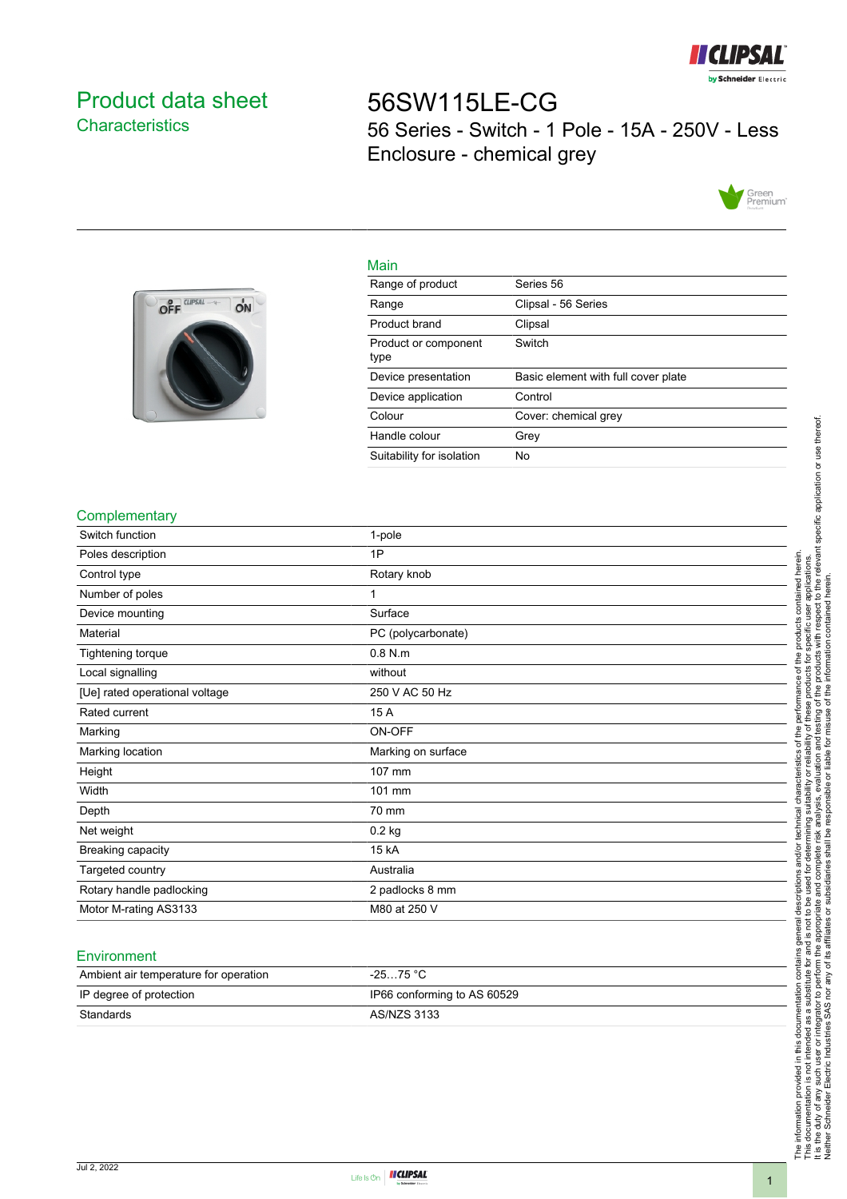# Product data sheet

## Characteristics

# 56SW115LE-CG

56 Series - Switch - 1 Pole - 15A - 250V - Less Enclosure - chemical grey

## Main

| | |
|---|---|
| Range of product | Series 56 |
| Range | Clipsal - 56 Series |
| Product brand | Clipsal |
| Product or component type | Switch |
| Device presentation | Basic element with full cover plate |
| Device application | Control |
| Colour | Cover: chemical grey |
| Handle colour | Grey |
| Suitability for isolation | No |

## Complementary

| | |
|---|---|
| Switch function | 1-pole |
| Poles description | 1P |
| Control type | Rotary knob |
| Number of poles | 1 |
| Device mounting | Surface |
| Material | PC (polycarbonate) |
| Tightening torque | 0.8 N.m |
| Local signalling | without |
| [Ue] rated operational voltage | 250 V AC 50 Hz |
| Rated current | 15 A |
| Marking | ON-OFF |
| Marking location | Marking on surface |
| Height | 107 mm |
| Width | 101 mm |
| Depth | 70 mm |
| Net weight | 0.2 kg |
| Breaking capacity | 15 kA |
| Targeted country | Australia |
| Rotary handle padlocking | 2 padlocks 8 mm |
| Motor M-rating AS3133 | M80 at 250 V |

## Environment

| | |
|---|---|
| Ambient air temperature for operation | -25…75 °C |
| IP degree of protection | IP66 conforming to AS 60529 |
| Standards | AS/NZS 3133 |

The information provided in this documentation contains general descriptions and/or technical characteristics of the performance of the products contained herein. This documentation is not intended as a substitute for and is not to be used for determining suitability or reliability of these products for specific user applications. It is the duty of any such user or integrator to perform the appropriate and complete risk analysis, evaluation and testing of the products with respect to the relevant specific application or use thereof. Neither Schneider Electric Industries SAS nor any of its affiliates or subsidiaries shall be responsible or liable for misuse of the information contained herein.

Jul 2, 2022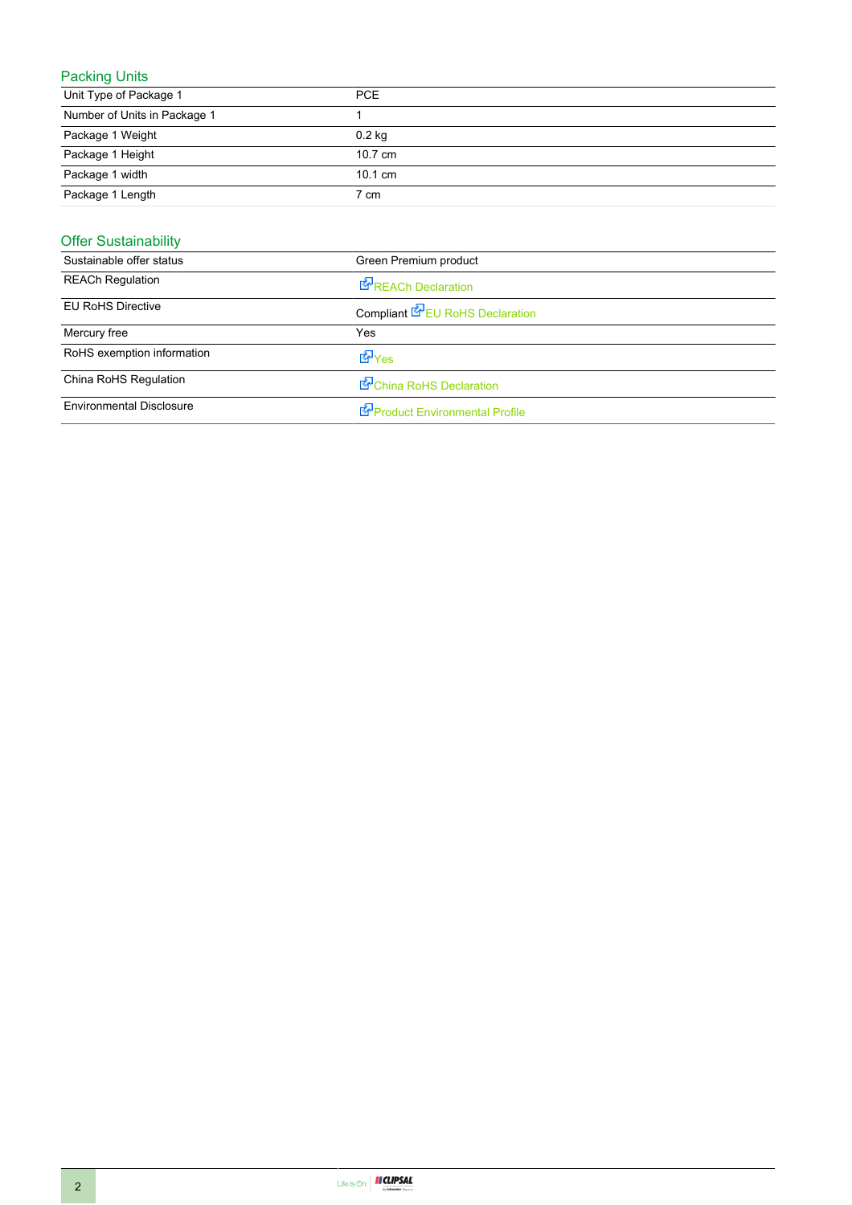## Packing Units

| | |
|---|---|
| Unit Type of Package 1 | PCE |
| Number of Units in Package 1 | 1 |
| Package 1 Weight | 0.2 kg |
| Package 1 Height | 10.7 cm |
| Package 1 width | 10.1 cm |
| Package 1 Length | 7 cm |

## Offer Sustainability

| | |
|---|---|
| Sustainable offer status | Green Premium product |
| REACh Regulation | REACh Declaration |
| EU RoHS Directive | Compliant EU RoHS Declaration |
| Mercury free | Yes |
| RoHS exemption information | Yes |
| China RoHS Regulation | China RoHS Declaration |
| Environmental Disclosure | Product Environmental Profile |